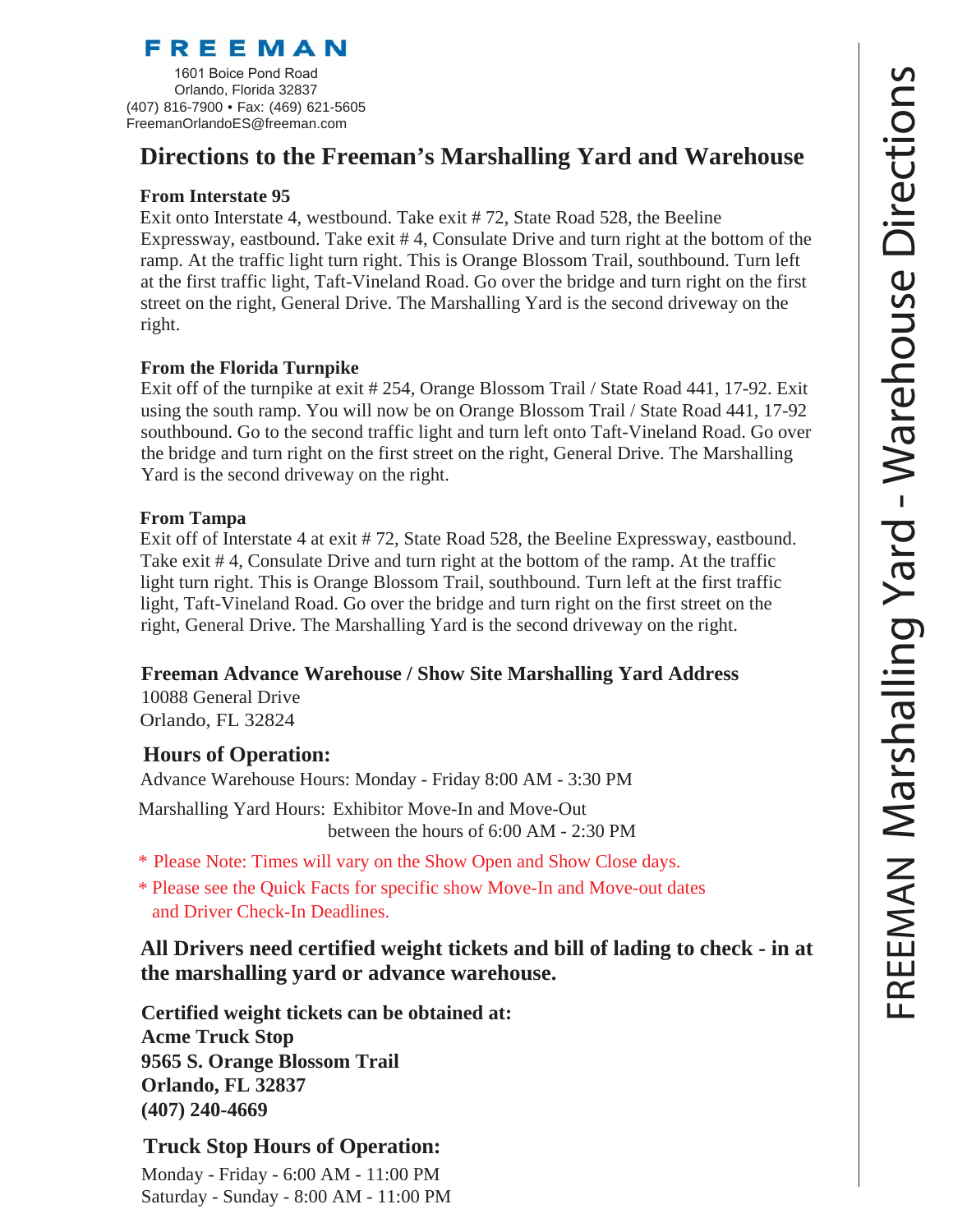**FREEMAN**

1601 Boice Pond Road
Orlando, Florida 32837
(407) 816-7900 • Fax: (469) 621-5605
FreemanOrlandoES@freeman.com

# Directions to the Freeman's Marshalling Yard and Warehouse

**From Interstate 95**

Exit onto Interstate 4, westbound. Take exit # 72, State Road 528, the Beeline Expressway, eastbound. Take exit # 4, Consulate Drive and turn right at the bottom of the ramp. At the traffic light turn right. This is Orange Blossom Trail, southbound. Turn left at the first traffic light, Taft-Vineland Road. Go over the bridge and turn right on the first street on the right, General Drive. The Marshalling Yard is the second driveway on the right.

**From the Florida Turnpike**

Exit off of the turnpike at exit # 254, Orange Blossom Trail / State Road 441, 17-92. Exit using the south ramp. You will now be on Orange Blossom Trail / State Road 441, 17-92 southbound. Go to the second traffic light and turn left onto Taft-Vineland Road. Go over the bridge and turn right on the first street on the right, General Drive. The Marshalling Yard is the second driveway on the right.

**From Tampa**

Exit off of Interstate 4 at exit # 72, State Road 528, the Beeline Expressway, eastbound. Take exit # 4, Consulate Drive and turn right at the bottom of the ramp. At the traffic light turn right. This is Orange Blossom Trail, southbound. Turn left at the first traffic light, Taft-Vineland Road. Go over the bridge and turn right on the first street on the right, General Drive. The Marshalling Yard is the second driveway on the right.

## Freeman Advance Warehouse / Show Site Marshalling Yard Address

10088 General Drive
Orlando, FL 32824

## Hours of Operation:

Advance Warehouse Hours: Monday - Friday 8:00 AM - 3:30 PM

Marshalling Yard Hours: Exhibitor Move-In and Move-Out
between the hours of 6:00 AM - 2:30 PM

* Please Note: Times will vary on the Show Open and Show Close days.
* Please see the Quick Facts for specific show Move-In and Move-out dates and Driver Check-In Deadlines.

## All Drivers need certified weight tickets and bill of lading to check - in at the marshalling yard or advance warehouse.

**Certified weight tickets can be obtained at:**
**Acme Truck Stop**
**9565 S. Orange Blossom Trail**
**Orlando, FL 32837**
**(407) 240-4669**

## Truck Stop Hours of Operation:

Monday - Friday - 6:00 AM - 11:00 PM
Saturday - Sunday - 8:00 AM - 11:00 PM

FREEMAN Marshalling Yard - Warehouse Directions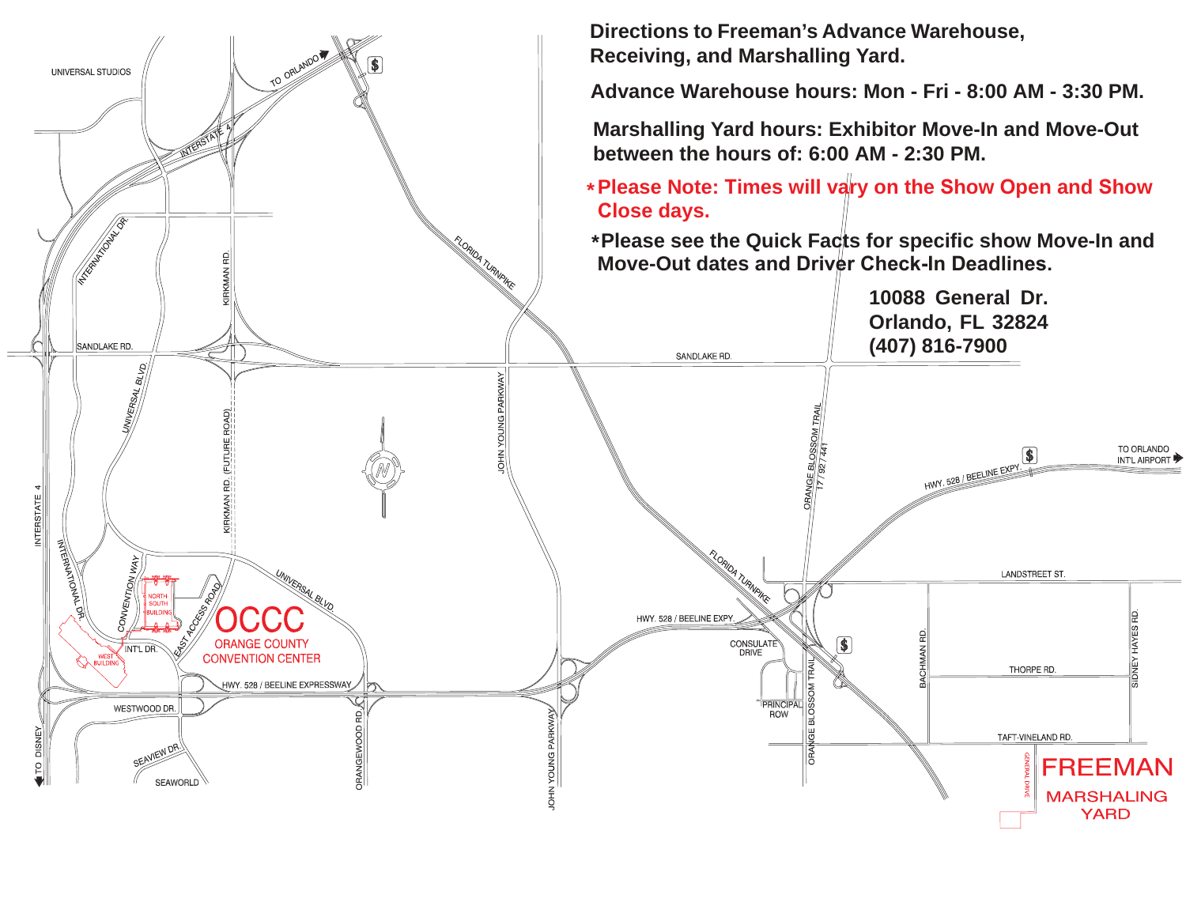**Directions to Freeman's Advance Warehouse, Receiving, and Marshalling Yard.**

**Advance Warehouse hours: Mon - Fri - 8:00 AM - 3:30 PM.**

**Marshalling Yard hours: Exhibitor Move-In and Move-Out between the hours of: 6:00 AM - 2:30 PM.**

**\*Please Note: Times will vary on the Show Open and Show Close days.**

**\*Please see the Quick Facts for specific show Move-In and Move-Out dates and Driver Check-In Deadlines.**

**10088 General Dr.**
**Orlando, FL 32824**
**(407) 816-7900**

UNIVERSAL STUDIOS

TO ORLANDO

INTERSTATE 4

INTERNATIONAL DR.

KIRKMAN RD.

FLORIDA TURNPIKE

SANDLAKE RD.

UNIVERSAL BLVD.

KIRKMAN RD. (FUTURE ROAD)

JOHN YOUNG PARKWAY

ORANGE BLOSSOM TRAIL 17 / 92 / 441

HWY. 528 / BEELINE EXPY.

TO ORLANDO INT'L AIRPORT

LANDSTREET ST.

CONVENTION WAY

NORTH-SOUTH BUILDING

EAST ACCESS ROAD

OCCC

ORANGE COUNTY CONVENTION CENTER

WEST BUILDING

INT'L DR.

HWY. 528 / BEELINE EXPRESSWAY

CONSULATE DRIVE

PRINCIPAL ROW

BACHMAN RD.

THORPE RD.

SIDNEY HAYES RD.

WESTWOOD DR.

SEAVIEW DR.

SEAWORLD

TO DISNEY

ORANGEWOOD RD.

TAFT-VINELAND RD.

GENERAL DRIVE

FREEMAN MARSHALING YARD